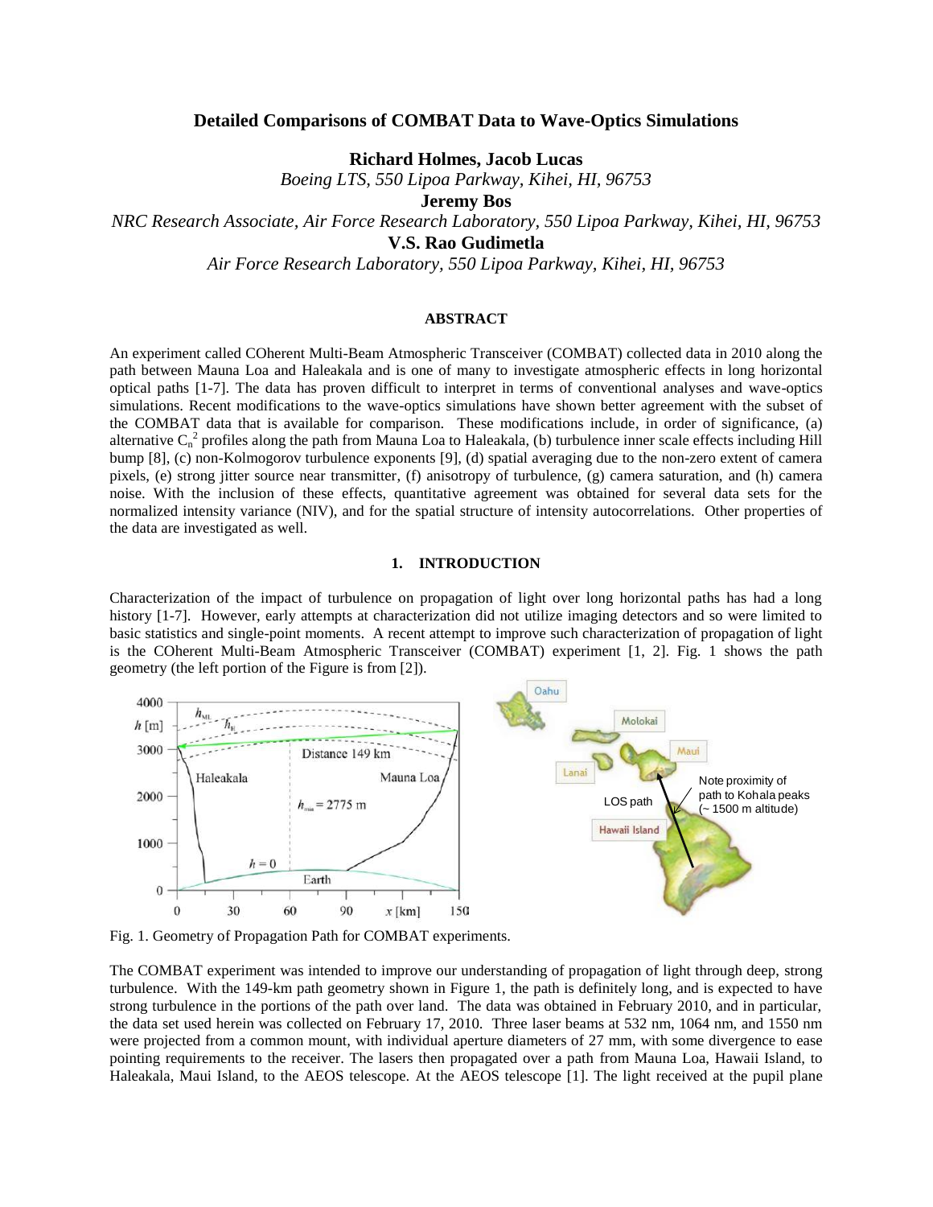# Detailed Comparisons of COMBAT Data to Wave-Optics Simulations

**Richard Holmes, Jacob Lucas**

*Boeing LTS, 550 Lipoa Parkway, Kihei, HI, 96753*

**Jeremy Bos**

*NRC Research Associate, Air Force Research Laboratory, 550 Lipoa Parkway, Kihei, HI, 96753*

**V.S. Rao Gudimetla**

*Air Force Research Laboratory, 550 Lipoa Parkway, Kihei, HI, 96753*

## ABSTRACT

An experiment called COherent Multi-Beam Atmospheric Transceiver (COMBAT) collected data in 2010 along the path between Mauna Loa and Haleakala and is one of many to investigate atmospheric effects in long horizontal optical paths [1-7]. The data has proven difficult to interpret in terms of conventional analyses and wave-optics simulations. Recent modifications to the wave-optics simulations have shown better agreement with the subset of the COMBAT data that is available for comparison. These modifications include, in order of significance, (a) alternative $C_n^2$ profiles along the path from Mauna Loa to Haleakala, (b) turbulence inner scale effects including Hill bump [8], (c) non-Kolmogorov turbulence exponents [9], (d) spatial averaging due to the non-zero extent of camera pixels, (e) strong jitter source near transmitter, (f) anisotropy of turbulence, (g) camera saturation, and (h) camera noise. With the inclusion of these effects, quantitative agreement was obtained for several data sets for the normalized intensity variance (NIV), and for the spatial structure of intensity autocorrelations. Other properties of the data are investigated as well.

## 1. INTRODUCTION

Characterization of the impact of turbulence on propagation of light over long horizontal paths has had a long history [1-7]. However, early attempts at characterization did not utilize imaging detectors and so were limited to basic statistics and single-point moments. A recent attempt to improve such characterization of propagation of light is the COherent Multi-Beam Atmospheric Transceiver (COMBAT) experiment [1, 2]. Fig. 1 shows the path geometry (the left portion of the Figure is from [2]).

Fig. 1. Geometry of Propagation Path for COMBAT experiments.

The COMBAT experiment was intended to improve our understanding of propagation of light through deep, strong turbulence. With the 149-km path geometry shown in Figure 1, the path is definitely long, and is expected to have strong turbulence in the portions of the path over land. The data was obtained in February 2010, and in particular, the data set used herein was collected on February 17, 2010. Three laser beams at 532 nm, 1064 nm, and 1550 nm were projected from a common mount, with individual aperture diameters of 27 mm, with some divergence to ease pointing requirements to the receiver. The lasers then propagated over a path from Mauna Loa, Hawaii Island, to Haleakala, Maui Island, to the AEOS telescope. At the AEOS telescope [1]. The light received at the pupil plane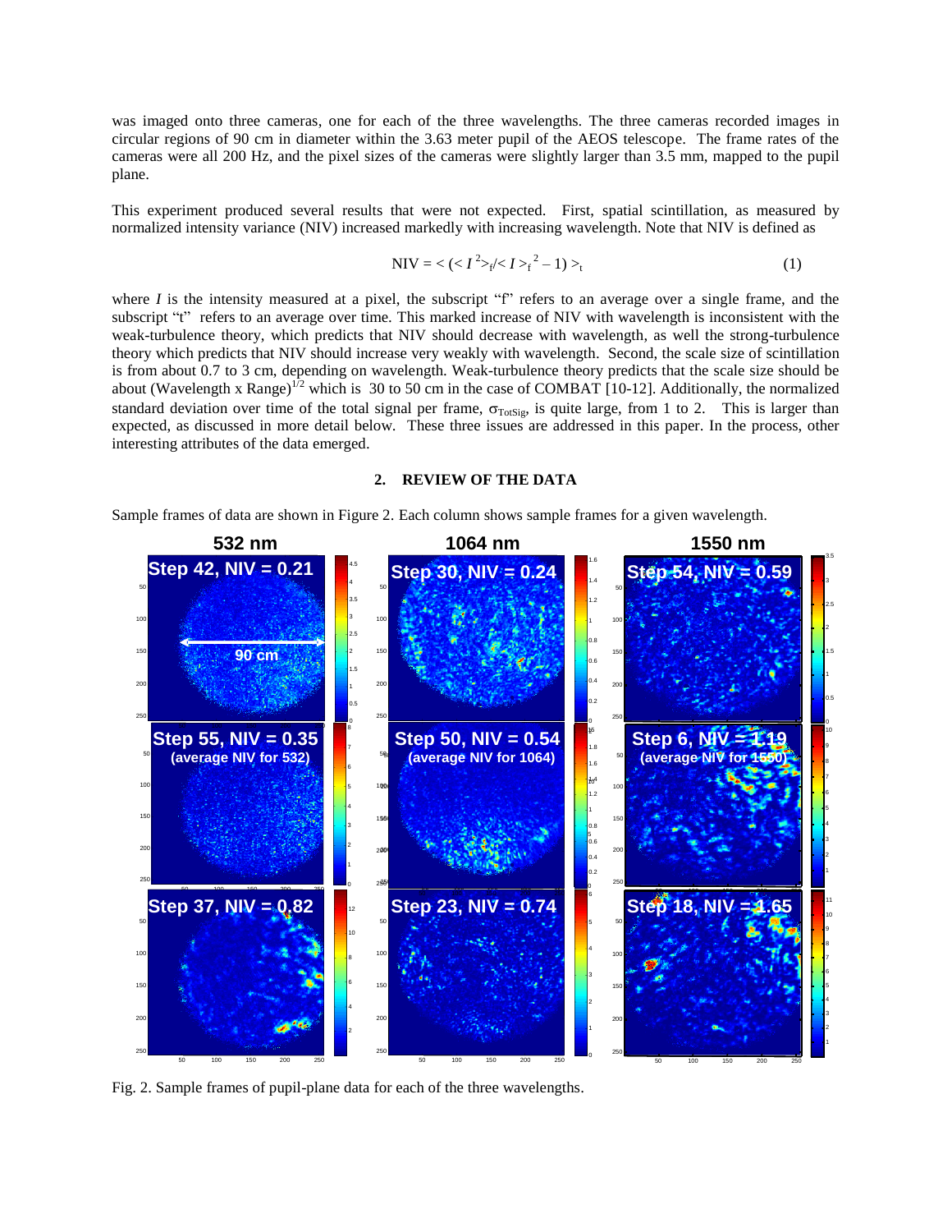was imaged onto three cameras, one for each of the three wavelengths. The three cameras recorded images in circular regions of 90 cm in diameter within the 3.63 meter pupil of the AEOS telescope. The frame rates of the cameras were all 200 Hz, and the pixel sizes of the cameras were slightly larger than 3.5 mm, mapped to the pupil plane.

This experiment produced several results that were not expected. First, spatial scintillation, as measured by normalized intensity variance (NIV) increased markedly with increasing wavelength. Note that NIV is defined as

$$\mathrm{NIV} = \langle (\langle I^2 \rangle_f / \langle I \rangle_f^{\,2} - 1) \rangle_t \tag{1}$$

where $I$ is the intensity measured at a pixel, the subscript "f" refers to an average over a single frame, and the subscript "t" refers to an average over time. This marked increase of NIV with wavelength is inconsistent with the weak-turbulence theory, which predicts that NIV should decrease with wavelength, as well the strong-turbulence theory which predicts that NIV should increase very weakly with wavelength. Second, the scale size of scintillation is from about 0.7 to 3 cm, depending on wavelength. Weak-turbulence theory predicts that the scale size should be about $(\text{Wavelength x Range})^{1/2}$ which is 30 to 50 cm in the case of COMBAT [10-12]. Additionally, the normalized standard deviation over time of the total signal per frame, $\sigma_{TotSig}$, is quite large, from 1 to 2. This is larger than expected, as discussed in more detail below. These three issues are addressed in this paper. In the process, other interesting attributes of the data emerged.

## 2. REVIEW OF THE DATA

Sample frames of data are shown in Figure 2. Each column shows sample frames for a given wavelength.

Fig. 2. Sample frames of pupil-plane data for each of the three wavelengths.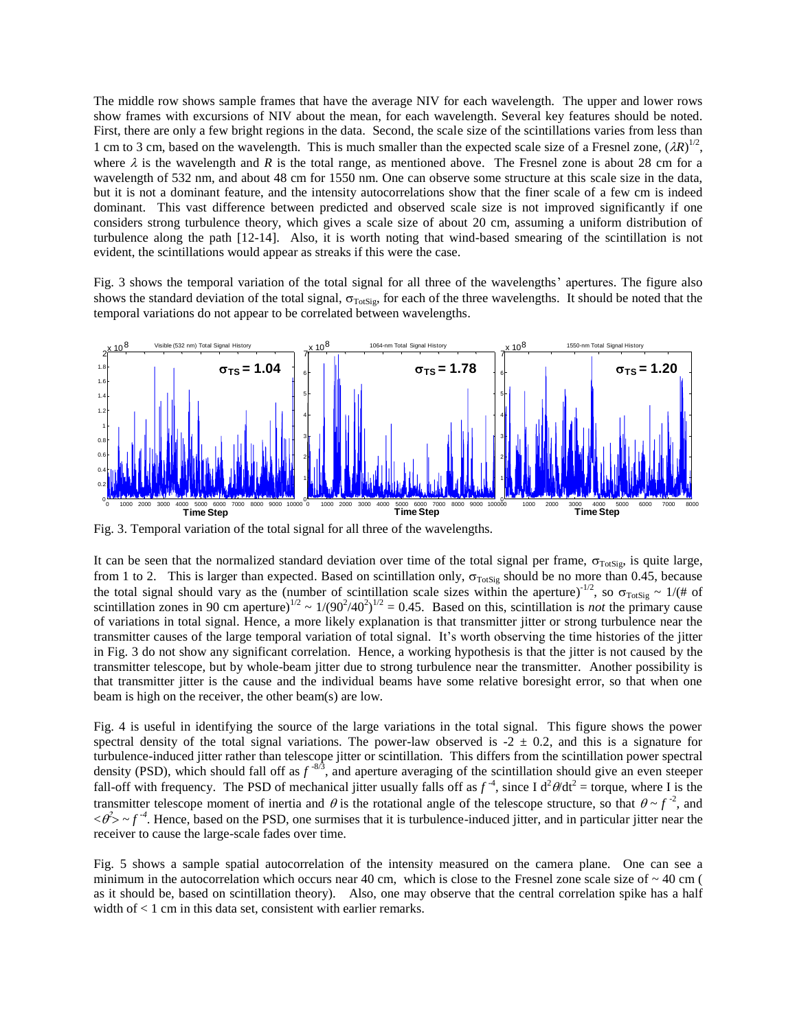The middle row shows sample frames that have the average NIV for each wavelength. The upper and lower rows show frames with excursions of NIV about the mean, for each wavelength. Several key features should be noted. First, there are only a few bright regions in the data. Second, the scale size of the scintillations varies from less than 1 cm to 3 cm, based on the wavelength. This is much smaller than the expected scale size of a Fresnel zone, $(\lambda R)^{1/2}$, where $\lambda$ is the wavelength and $R$ is the total range, as mentioned above. The Fresnel zone is about 28 cm for a wavelength of 532 nm, and about 48 cm for 1550 nm. One can observe some structure at this scale size in the data, but it is not a dominant feature, and the intensity autocorrelations show that the finer scale of a few cm is indeed dominant. This vast difference between predicted and observed scale size is not improved significantly if one considers strong turbulence theory, which gives a scale size of about 20 cm, assuming a uniform distribution of turbulence along the path [12-14]. Also, it is worth noting that wind-based smearing of the scintillation is not evident, the scintillations would appear as streaks if this were the case.

Fig. 3 shows the temporal variation of the total signal for all three of the wavelengths' apertures. The figure also shows the standard deviation of the total signal, $\sigma_{TotSig}$, for each of the three wavelengths. It should be noted that the temporal variations do not appear to be correlated between wavelengths.

Fig. 3. Temporal variation of the total signal for all three of the wavelengths.

It can be seen that the normalized standard deviation over time of the total signal per frame, $\sigma_{TotSig}$, is quite large, from 1 to 2. This is larger than expected. Based on scintillation only, $\sigma_{TotSig}$ should be no more than 0.45, because the total signal should vary as the (number of scintillation scale sizes within the aperture)$^{-1/2}$, so $\sigma_{TotSig} \sim 1/(\text{\# of scintillation zones in 90 cm aperture})^{1/2} \sim 1/(90^2/40^2)^{1/2} = 0.45$. Based on this, scintillation is *not* the primary cause of variations in total signal. Hence, a more likely explanation is that transmitter jitter or strong turbulence near the transmitter causes of the large temporal variation of total signal. It's worth observing the time histories of the jitter in Fig. 3 do not show any significant correlation. Hence, a working hypothesis is that the jitter is not caused by the transmitter telescope, but by whole-beam jitter due to strong turbulence near the transmitter. Another possibility is that transmitter jitter is the cause and the individual beams have some relative boresight error, so that when one beam is high on the receiver, the other beam(s) are low.

Fig. 4 is useful in identifying the source of the large variations in the total signal. This figure shows the power spectral density of the total signal variations. The power-law observed is $-2 \pm 0.2$, and this is a signature for turbulence-induced jitter rather than telescope jitter or scintillation. This differs from the scintillation power spectral density (PSD), which should fall off as $f^{-8/3}$, and aperture averaging of the scintillation should give an even steeper fall-off with frequency. The PSD of mechanical jitter usually falls off as $f^{-4}$, since I $d^2\theta/dt^2$ = torque, where I is the transmitter telescope moment of inertia and $\theta$ is the rotational angle of the telescope structure, so that $\theta \sim f^{-2}$, and $<\theta^2> \sim f^{-4}$. Hence, based on the PSD, one surmises that it is turbulence-induced jitter, and in particular jitter near the receiver to cause the large-scale fades over time.

Fig. 5 shows a sample spatial autocorrelation of the intensity measured on the camera plane. One can see a minimum in the autocorrelation which occurs near 40 cm, which is close to the Fresnel zone scale size of ~ 40 cm ( as it should be, based on scintillation theory). Also, one may observe that the central correlation spike has a half width of < 1 cm in this data set, consistent with earlier remarks.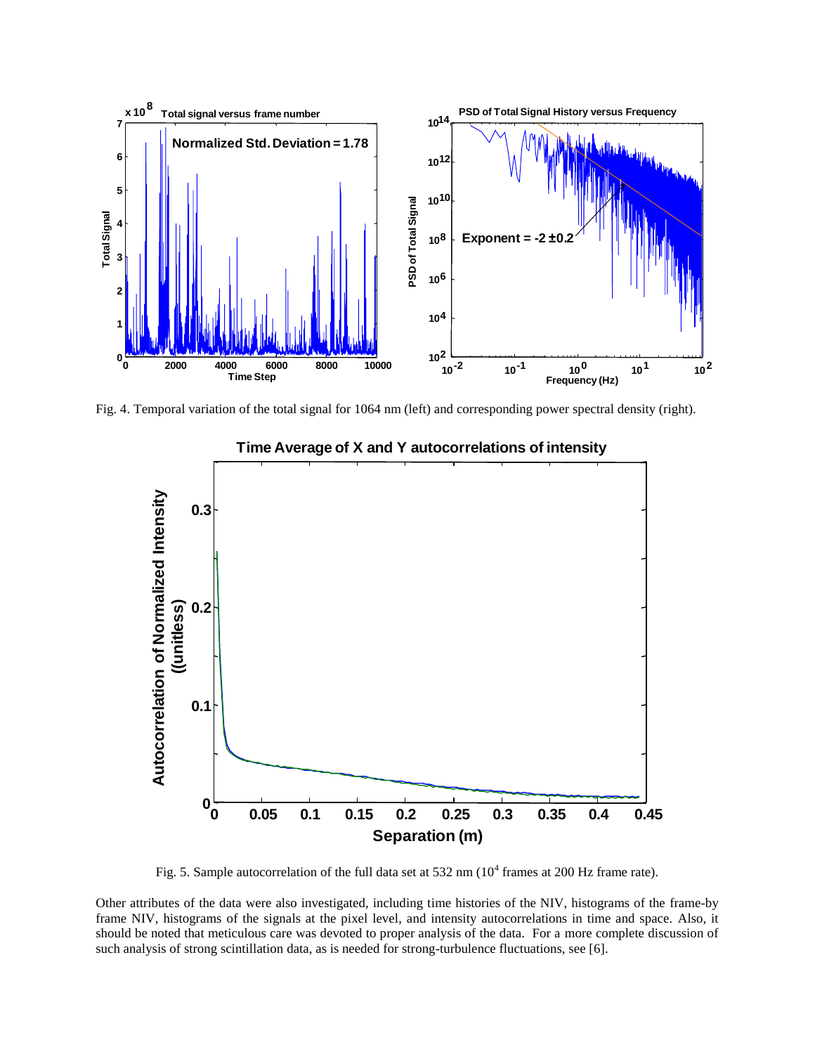Fig. 4. Temporal variation of the total signal for 1064 nm (left) and corresponding power spectral density (right).

Fig. 5. Sample autocorrelation of the full data set at 532 nm ($10^4$ frames at 200 Hz frame rate).

Other attributes of the data were also investigated, including time histories of the NIV, histograms of the frame-by frame NIV, histograms of the signals at the pixel level, and intensity autocorrelations in time and space. Also, it should be noted that meticulous care was devoted to proper analysis of the data. For a more complete discussion of such analysis of strong scintillation data, as is needed for strong-turbulence fluctuations, see [6].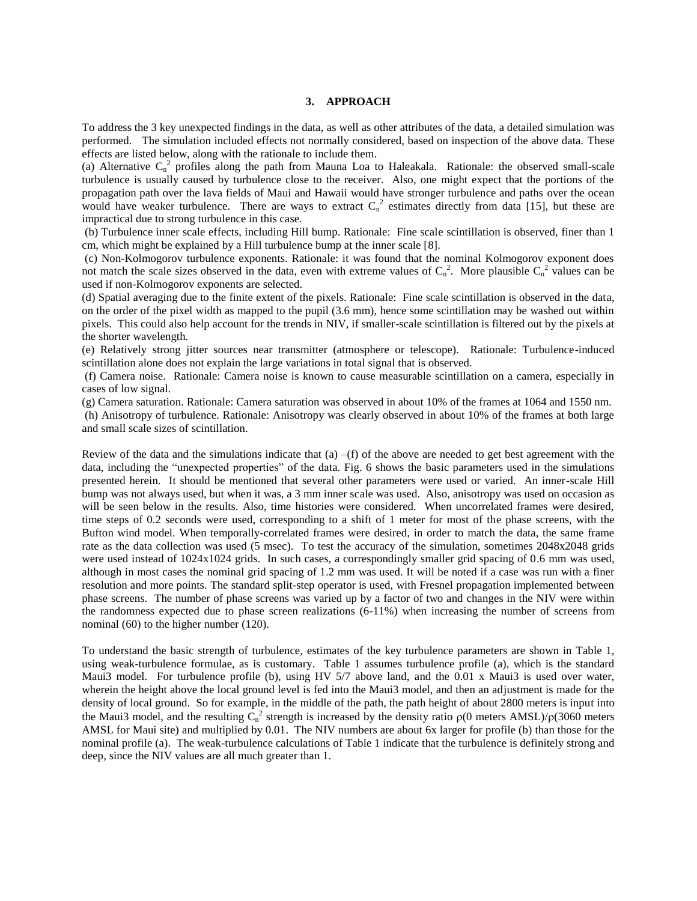### 3. APPROACH

To address the 3 key unexpected findings in the data, as well as other attributes of the data, a detailed simulation was performed. The simulation included effects not normally considered, based on inspection of the above data. These effects are listed below, along with the rationale to include them.

(a) Alternative $C_n^2$ profiles along the path from Mauna Loa to Haleakala. Rationale: the observed small-scale turbulence is usually caused by turbulence close to the receiver. Also, one might expect that the portions of the propagation path over the lava fields of Maui and Hawaii would have stronger turbulence and paths over the ocean would have weaker turbulence. There are ways to extract $C_n^2$ estimates directly from data [15], but these are impractical due to strong turbulence in this case.

(b) Turbulence inner scale effects, including Hill bump. Rationale: Fine scale scintillation is observed, finer than 1 cm, which might be explained by a Hill turbulence bump at the inner scale [8].

(c) Non-Kolmogorov turbulence exponents. Rationale: it was found that the nominal Kolmogorov exponent does not match the scale sizes observed in the data, even with extreme values of $C_n^2$. More plausible $C_n^2$ values can be used if non-Kolmogorov exponents are selected.

(d) Spatial averaging due to the finite extent of the pixels. Rationale: Fine scale scintillation is observed in the data, on the order of the pixel width as mapped to the pupil (3.6 mm), hence some scintillation may be washed out within pixels. This could also help account for the trends in NIV, if smaller-scale scintillation is filtered out by the pixels at the shorter wavelength.

(e) Relatively strong jitter sources near transmitter (atmosphere or telescope). Rationale: Turbulence-induced scintillation alone does not explain the large variations in total signal that is observed.

(f) Camera noise. Rationale: Camera noise is known to cause measurable scintillation on a camera, especially in cases of low signal.

(g) Camera saturation. Rationale: Camera saturation was observed in about 10% of the frames at 1064 and 1550 nm.

(h) Anisotropy of turbulence. Rationale: Anisotropy was clearly observed in about 10% of the frames at both large and small scale sizes of scintillation.

Review of the data and the simulations indicate that (a) –(f) of the above are needed to get best agreement with the data, including the "unexpected properties" of the data. Fig. 6 shows the basic parameters used in the simulations presented herein. It should be mentioned that several other parameters were used or varied. An inner-scale Hill bump was not always used, but when it was, a 3 mm inner scale was used. Also, anisotropy was used on occasion as will be seen below in the results. Also, time histories were considered. When uncorrelated frames were desired, time steps of 0.2 seconds were used, corresponding to a shift of 1 meter for most of the phase screens, with the Bufton wind model. When temporally-correlated frames were desired, in order to match the data, the same frame rate as the data collection was used (5 msec). To test the accuracy of the simulation, sometimes 2048x2048 grids were used instead of 1024x1024 grids. In such cases, a correspondingly smaller grid spacing of 0.6 mm was used, although in most cases the nominal grid spacing of 1.2 mm was used. It will be noted if a case was run with a finer resolution and more points. The standard split-step operator is used, with Fresnel propagation implemented between phase screens. The number of phase screens was varied up by a factor of two and changes in the NIV were within the randomness expected due to phase screen realizations (6-11%) when increasing the number of screens from nominal (60) to the higher number (120).

To understand the basic strength of turbulence, estimates of the key turbulence parameters are shown in Table 1, using weak-turbulence formulae, as is customary. Table 1 assumes turbulence profile (a), which is the standard Maui3 model. For turbulence profile (b), using HV 5/7 above land, and the 0.01 x Maui3 is used over water, wherein the height above the local ground level is fed into the Maui3 model, and then an adjustment is made for the density of local ground. So for example, in the middle of the path, the path height of about 2800 meters is input into the Maui3 model, and the resulting $C_n^2$ strength is increased by the density ratio $\rho$(0 meters AMSL)/$\rho$(3060 meters AMSL for Maui site) and multiplied by 0.01. The NIV numbers are about 6x larger for profile (b) than those for the nominal profile (a). The weak-turbulence calculations of Table 1 indicate that the turbulence is definitely strong and deep, since the NIV values are all much greater than 1.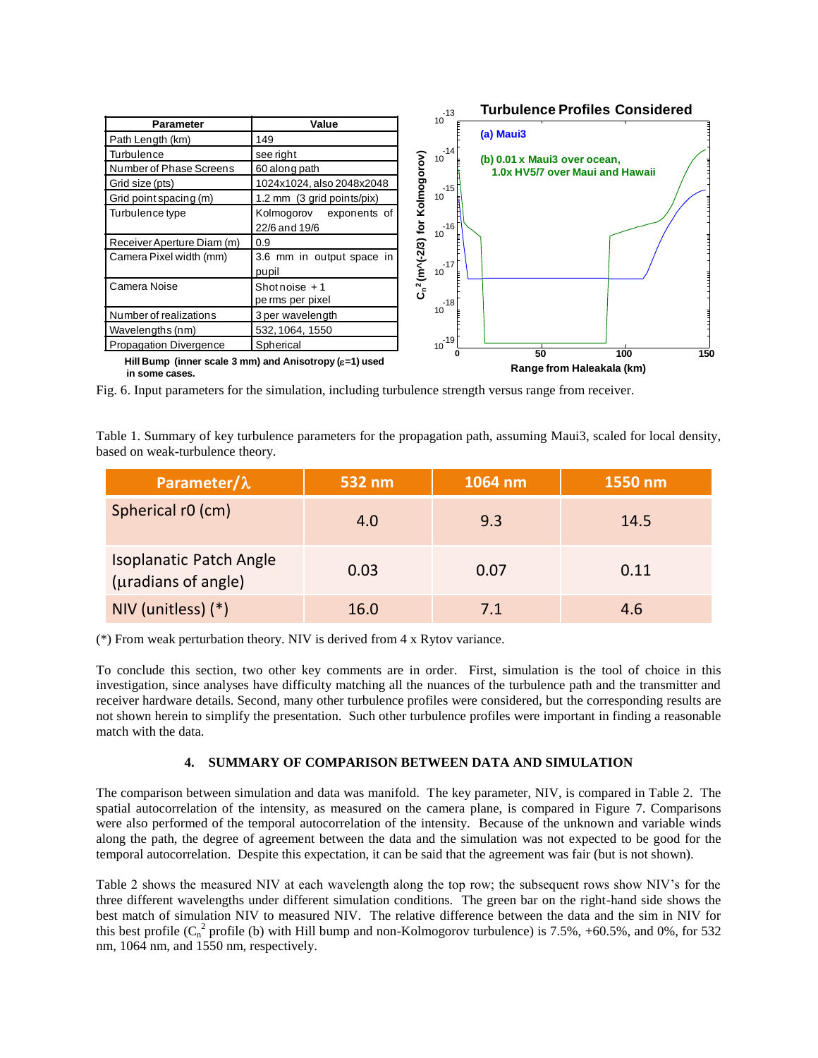| Parameter | Value |
|---|---|
| Path Length (km) | 149 |
| Turbulence | see right |
| Number of Phase Screens | 60 along path |
| Grid size (pts) | 1024x1024, also 2048x2048 |
| Grid point spacing (m) | 1.2 mm (3 grid points/pix) |
| Turbulence type | Kolmogorov exponents of 22/6 and 19/6 |
| Receiver Aperture Diam (m) | 0.9 |
| Camera Pixel width (mm) | 3.6 mm in output space in pupil |
| Camera Noise | Shot noise + 1 pe rms per pixel |
| Number of realizations | 3 per wavelength |
| Wavelengths (nm) | 532, 1064, 1550 |
| Propagation Divergence | Spherical |

**Hill Bump (inner scale 3 mm) and Anisotropy ($\varepsilon$=1) used in some cases.**

Fig. 6. Input parameters for the simulation, including turbulence strength versus range from receiver.

Table 1. Summary of key turbulence parameters for the propagation path, assuming Maui3, scaled for local density, based on weak-turbulence theory.

| Parameter/$\lambda$ | 532 nm | 1064 nm | 1550 nm |
|---|---|---|---|
| Spherical r0 (cm) | 4.0 | 9.3 | 14.5 |
| Isoplanatic Patch Angle ($\mu$radians of angle) | 0.03 | 0.07 | 0.11 |
| NIV (unitless) (*) | 16.0 | 7.1 | 4.6 |

(*) From weak perturbation theory. NIV is derived from 4 x Rytov variance.

To conclude this section, two other key comments are in order. First, simulation is the tool of choice in this investigation, since analyses have difficulty matching all the nuances of the turbulence path and the transmitter and receiver hardware details. Second, many other turbulence profiles were considered, but the corresponding results are not shown herein to simplify the presentation. Such other turbulence profiles were important in finding a reasonable match with the data.

## 4. SUMMARY OF COMPARISON BETWEEN DATA AND SIMULATION

The comparison between simulation and data was manifold. The key parameter, NIV, is compared in Table 2. The spatial autocorrelation of the intensity, as measured on the camera plane, is compared in Figure 7. Comparisons were also performed of the temporal autocorrelation of the intensity. Because of the unknown and variable winds along the path, the degree of agreement between the data and the simulation was not expected to be good for the temporal autocorrelation. Despite this expectation, it can be said that the agreement was fair (but is not shown).

Table 2 shows the measured NIV at each wavelength along the top row; the subsequent rows show NIV's for the three different wavelengths under different simulation conditions. The green bar on the right-hand side shows the best match of simulation NIV to measured NIV. The relative difference between the data and the sim in NIV for this best profile ($C_n^2$ profile (b) with Hill bump and non-Kolmogorov turbulence) is 7.5%, +60.5%, and 0%, for 532 nm, 1064 nm, and 1550 nm, respectively.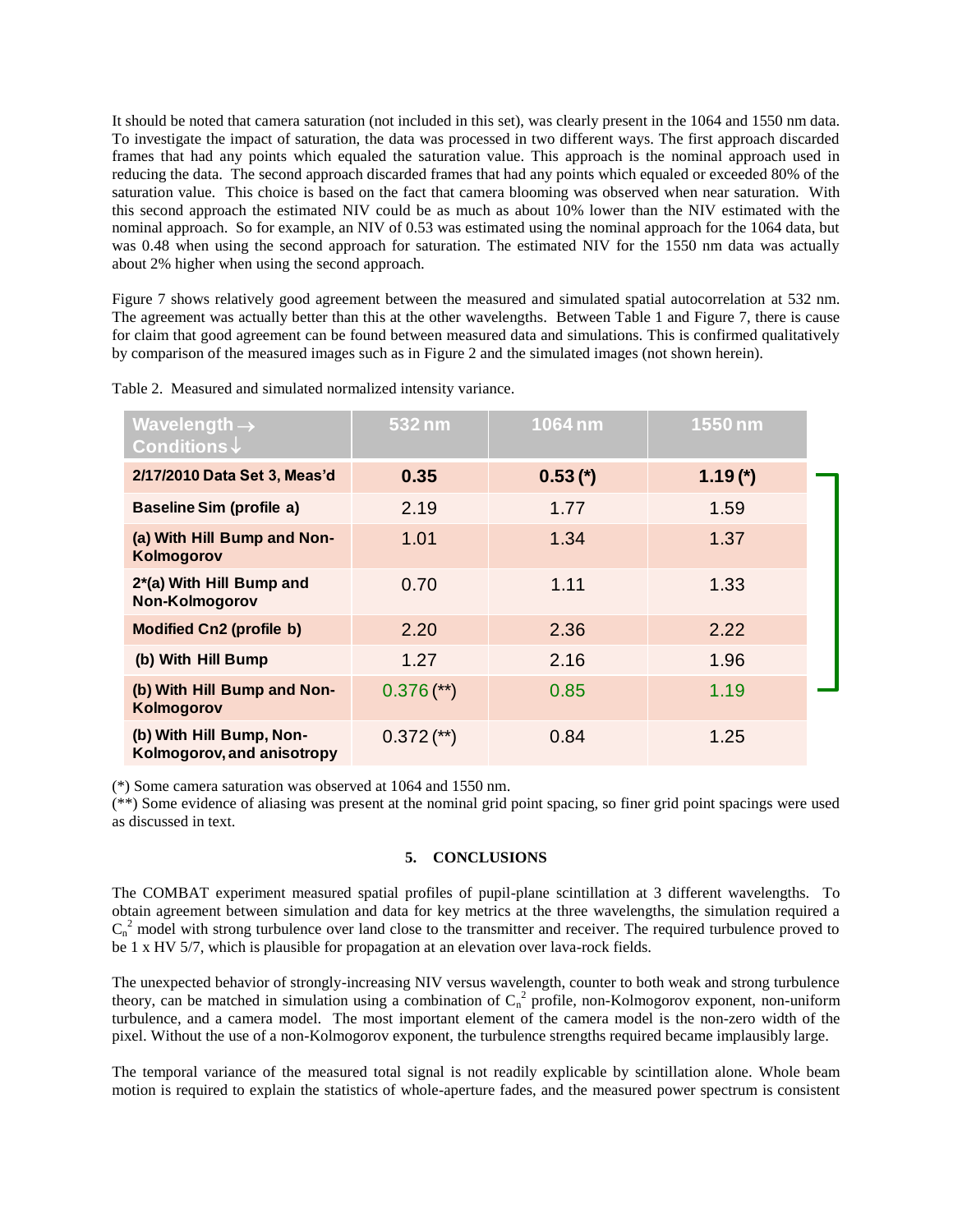It should be noted that camera saturation (not included in this set), was clearly present in the 1064 and 1550 nm data. To investigate the impact of saturation, the data was processed in two different ways. The first approach discarded frames that had any points which equaled the saturation value. This approach is the nominal approach used in reducing the data. The second approach discarded frames that had any points which equaled or exceeded 80% of the saturation value. This choice is based on the fact that camera blooming was observed when near saturation. With this second approach the estimated NIV could be as much as about 10% lower than the NIV estimated with the nominal approach. So for example, an NIV of 0.53 was estimated using the nominal approach for the 1064 data, but was 0.48 when using the second approach for saturation. The estimated NIV for the 1550 nm data was actually about 2% higher when using the second approach.

Figure 7 shows relatively good agreement between the measured and simulated spatial autocorrelation at 532 nm. The agreement was actually better than this at the other wavelengths. Between Table 1 and Figure 7, there is cause for claim that good agreement can be found between measured data and simulations. This is confirmed qualitatively by comparison of the measured images such as in Figure 2 and the simulated images (not shown herein).

Table 2. Measured and simulated normalized intensity variance.

| Wavelength → Conditions ↓ | 532 nm | 1064 nm | 1550 nm |
|---|---|---|---|
| **2/17/2010 Data Set 3, Meas'd** | **0.35** | **0.53 (*)** | **1.19 (*)** |
| **Baseline Sim (profile a)** | 2.19 | 1.77 | 1.59 |
| **(a) With Hill Bump and Non-Kolmogorov** | 1.01 | 1.34 | 1.37 |
| **2*(a) With Hill Bump and Non-Kolmogorov** | 0.70 | 1.11 | 1.33 |
| **Modified Cn2 (profile b)** | 2.20 | 2.36 | 2.22 |
| **(b) With Hill Bump** | 1.27 | 2.16 | 1.96 |
| **(b) With Hill Bump and Non-Kolmogorov** | 0.376 (**) | 0.85 | 1.19 |
| **(b) With Hill Bump, Non-Kolmogorov, and anisotropy** | 0.372 (**) | 0.84 | 1.25 |

(*) Some camera saturation was observed at 1064 and 1550 nm.

(**) Some evidence of aliasing was present at the nominal grid point spacing, so finer grid point spacings were used as discussed in text.

## 5. CONCLUSIONS

The COMBAT experiment measured spatial profiles of pupil-plane scintillation at 3 different wavelengths. To obtain agreement between simulation and data for key metrics at the three wavelengths, the simulation required a $C_n^2$ model with strong turbulence over land close to the transmitter and receiver. The required turbulence proved to be 1 x HV 5/7, which is plausible for propagation at an elevation over lava-rock fields.

The unexpected behavior of strongly-increasing NIV versus wavelength, counter to both weak and strong turbulence theory, can be matched in simulation using a combination of $C_n^2$ profile, non-Kolmogorov exponent, non-uniform turbulence, and a camera model. The most important element of the camera model is the non-zero width of the pixel. Without the use of a non-Kolmogorov exponent, the turbulence strengths required became implausibly large.

The temporal variance of the measured total signal is not readily explicable by scintillation alone. Whole beam motion is required to explain the statistics of whole-aperture fades, and the measured power spectrum is consistent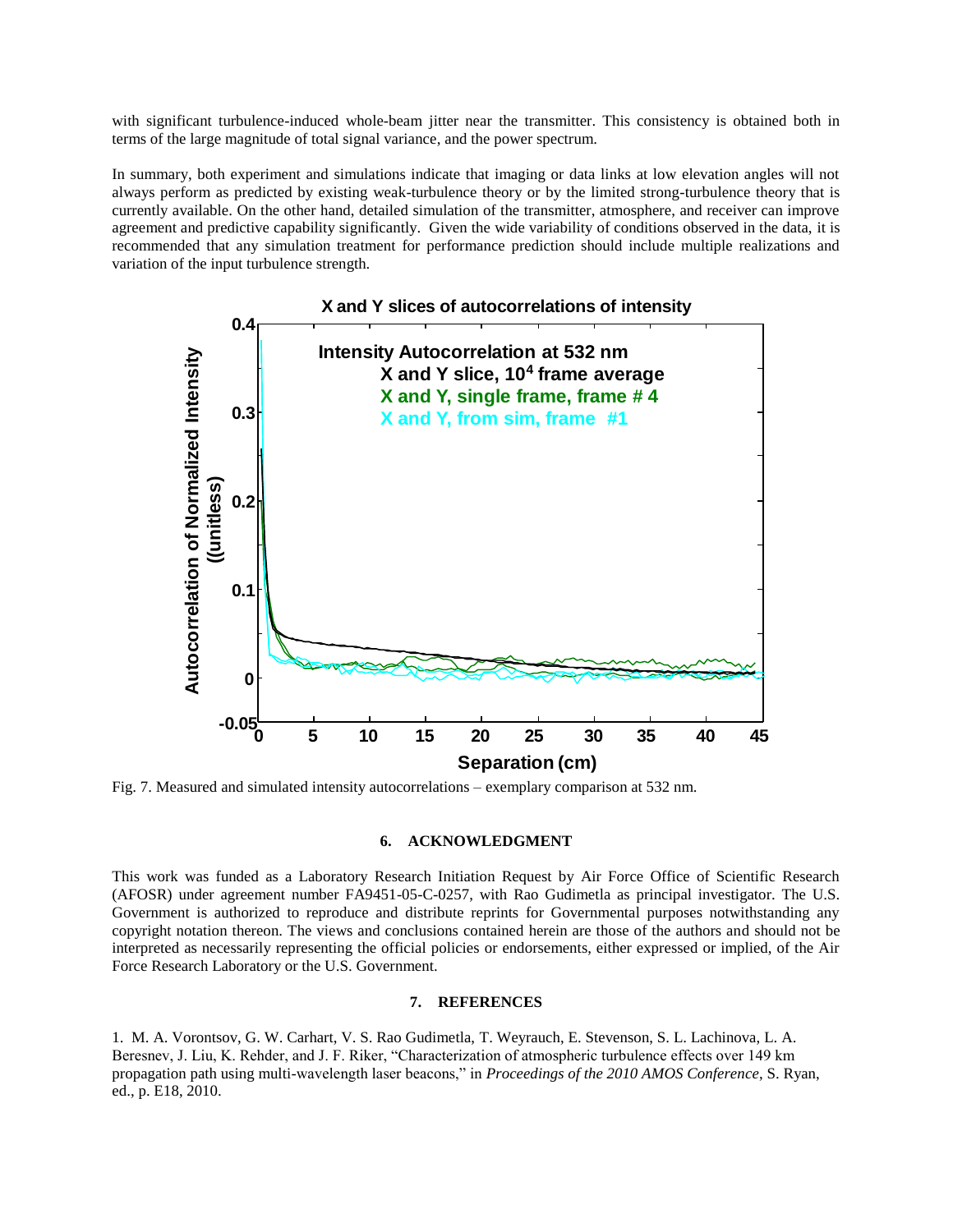with significant turbulence-induced whole-beam jitter near the transmitter. This consistency is obtained both in terms of the large magnitude of total signal variance, and the power spectrum.

In summary, both experiment and simulations indicate that imaging or data links at low elevation angles will not always perform as predicted by existing weak-turbulence theory or by the limited strong-turbulence theory that is currently available. On the other hand, detailed simulation of the transmitter, atmosphere, and receiver can improve agreement and predictive capability significantly. Given the wide variability of conditions observed in the data, it is recommended that any simulation treatment for performance prediction should include multiple realizations and variation of the input turbulence strength.

Fig. 7. Measured and simulated intensity autocorrelations – exemplary comparison at 532 nm.

## 6. ACKNOWLEDGMENT

This work was funded as a Laboratory Research Initiation Request by Air Force Office of Scientific Research (AFOSR) under agreement number FA9451-05-C-0257, with Rao Gudimetla as principal investigator. The U.S. Government is authorized to reproduce and distribute reprints for Governmental purposes notwithstanding any copyright notation thereon. The views and conclusions contained herein are those of the authors and should not be interpreted as necessarily representing the official policies or endorsements, either expressed or implied, of the Air Force Research Laboratory or the U.S. Government.

## 7. REFERENCES

1. M. A. Vorontsov, G. W. Carhart, V. S. Rao Gudimetla, T. Weyrauch, E. Stevenson, S. L. Lachinova, L. A. Beresnev, J. Liu, K. Rehder, and J. F. Riker, "Characterization of atmospheric turbulence effects over 149 km propagation path using multi-wavelength laser beacons," in *Proceedings of the 2010 AMOS Conference*, S. Ryan, ed., p. E18, 2010.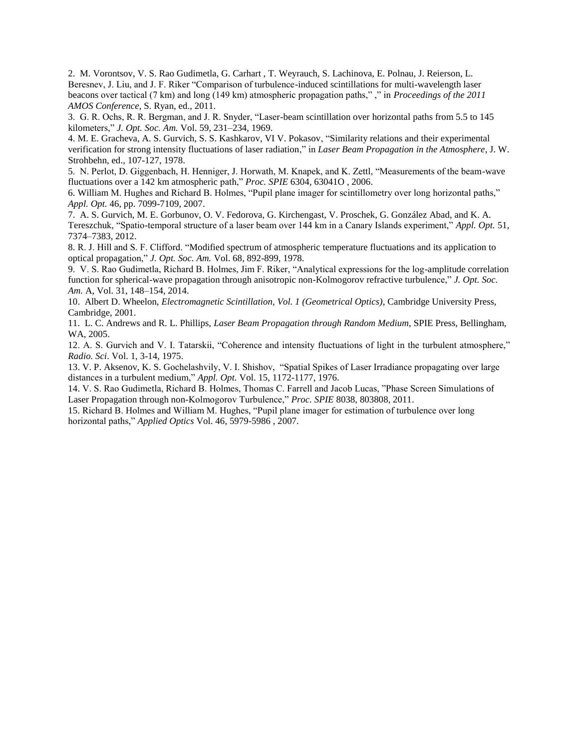2. M. Vorontsov, V. S. Rao Gudimetla, G. Carhart , T. Weyrauch, S. Lachinova, E. Polnau, J. Reierson, L. Beresnev, J. Liu, and J. F. Riker "Comparison of turbulence-induced scintillations for multi-wavelength laser beacons over tactical (7 km) and long (149 km) atmospheric propagation paths," ," in *Proceedings of the 2011 AMOS Conference*, S. Ryan, ed., 2011.

3. G. R. Ochs, R. R. Bergman, and J. R. Snyder, "Laser-beam scintillation over horizontal paths from 5.5 to 145 kilometers," *J. Opt. Soc. Am.* Vol. 59, 231–234, 1969.

4. M. E. Gracheva, A. S. Gurvich, S. S. Kashkarov, VI V. Pokasov, "Similarity relations and their experimental verification for strong intensity fluctuations of laser radiation," in *Laser Beam Propagation in the Atmosphere*, J. W. Strohbehn, ed., 107-127, 1978.

5. N. Perlot, D. Giggenbach, H. Henniger, J. Horwath, M. Knapek, and K. Zettl, "Measurements of the beam-wave fluctuations over a 142 km atmospheric path," *Proc. SPIE* 6304, 63041O , 2006.

6. William M. Hughes and Richard B. Holmes, "Pupil plane imager for scintillometry over long horizontal paths," *Appl. Opt.* 46, pp. 7099-7109, 2007.

7. A. S. Gurvich, M. E. Gorbunov, O. V. Fedorova, G. Kirchengast, V. Proschek, G. González Abad, and K. A. Tereszchuk, "Spatio-temporal structure of a laser beam over 144 km in a Canary Islands experiment," *Appl. Opt.* 51, 7374–7383, 2012.

8. R. J. Hill and S. F. Clifford. "Modified spectrum of atmospheric temperature fluctuations and its application to optical propagation," *J. Opt. Soc. Am.* Vol. 68, 892-899, 1978.

9. V. S. Rao Gudimetla, Richard B. Holmes, Jim F. Riker, "Analytical expressions for the log-amplitude correlation function for spherical-wave propagation through anisotropic non-Kolmogorov refractive turbulence," *J. Opt. Soc. Am.* A, Vol. 31, 148–154, 2014.

10. Albert D. Wheelon, *Electromagnetic Scintillation, Vol. 1 (Geometrical Optics)*, Cambridge University Press, Cambridge, 2001.

11. L. C. Andrews and R. L. Phillips, *Laser Beam Propagation through Random Medium*, SPIE Press, Bellingham, WA, 2005.

12. A. S. Gurvich and V. I. Tatarskii, "Coherence and intensity fluctuations of light in the turbulent atmosphere," *Radio. Sci*. Vol. 1, 3-14, 1975.

13. V. P. Aksenov, K. S. Gochelashvily, V. I. Shishov, "Spatial Spikes of Laser Irradiance propagating over large distances in a turbulent medium," *Appl. Opt.* Vol. 15, 1172-1177, 1976.

14. V. S. Rao Gudimetla, Richard B. Holmes, Thomas C. Farrell and Jacob Lucas, "Phase Screen Simulations of Laser Propagation through non-Kolmogorov Turbulence," *Proc. SPIE* 8038, 803808, 2011.

15. Richard B. Holmes and William M. Hughes, "Pupil plane imager for estimation of turbulence over long horizontal paths," *Applied Optics* Vol. 46, 5979-5986 , 2007.